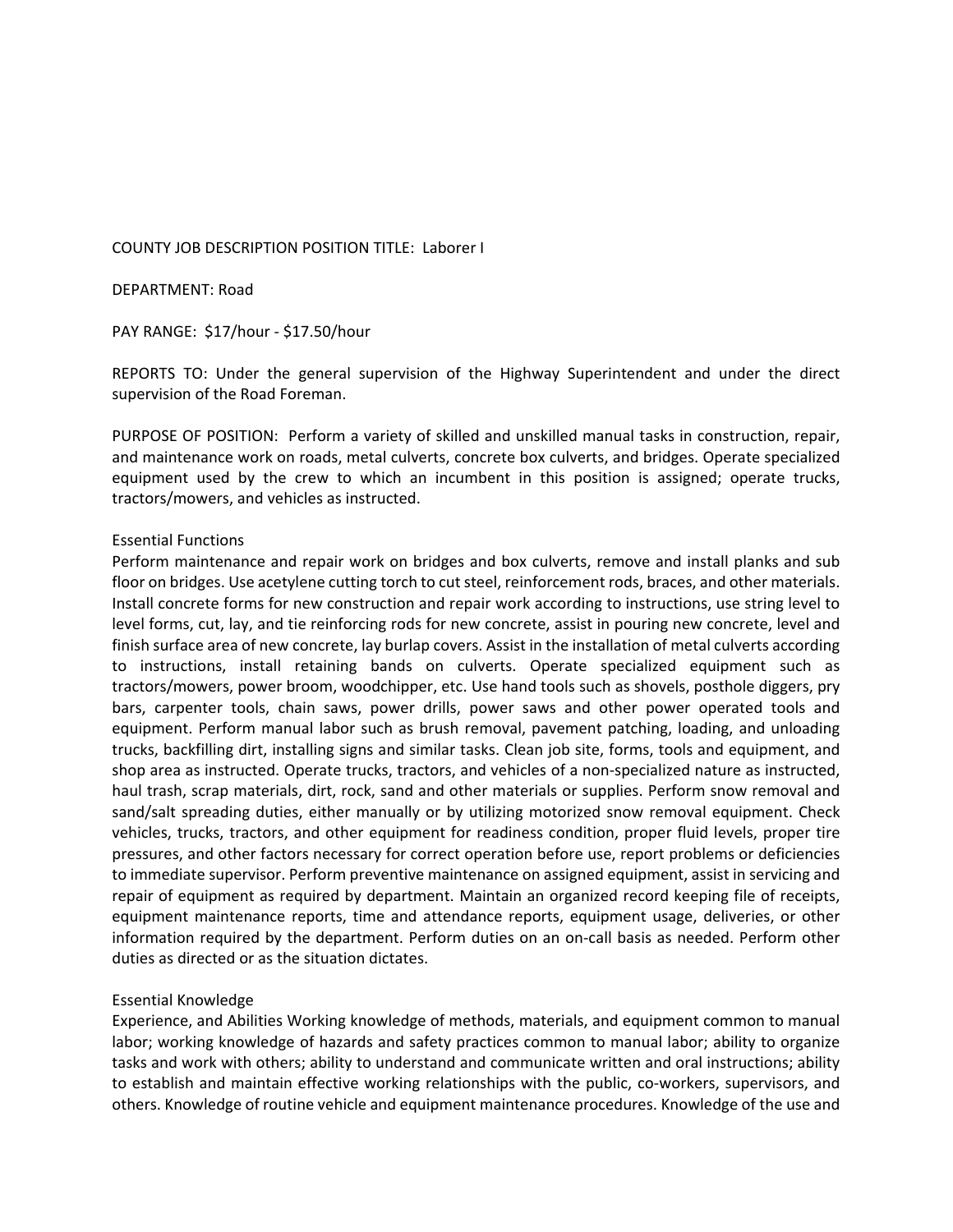COUNTY JOB DESCRIPTION POSITION TITLE: Laborer I

DEPARTMENT: Road

PAY RANGE: $17/hour - $17.50/hour

REPORTS TO: Under the general supervision of the Highway Superintendent and under the direct supervision of the Road Foreman.

PURPOSE OF POSITION: Perform a variety of skilled and unskilled manual tasks in construction, repair, and maintenance work on roads, metal culverts, concrete box culverts, and bridges. Operate specialized equipment used by the crew to which an incumbent in this position is assigned; operate trucks, tractors/mowers, and vehicles as instructed.

## Essential Functions

Perform maintenance and repair work on bridges and box culverts, remove and install planks and sub floor on bridges. Use acetylene cutting torch to cut steel, reinforcement rods, braces, and other materials. Install concrete forms for new construction and repair work according to instructions, use string level to level forms, cut, lay, and tie reinforcing rods for new concrete, assist in pouring new concrete, level and finish surface area of new concrete, lay burlap covers. Assist in the installation of metal culverts according to instructions, install retaining bands on culverts. Operate specialized equipment such as tractors/mowers, power broom, woodchipper, etc. Use hand tools such as shovels, posthole diggers, pry bars, carpenter tools, chain saws, power drills, power saws and other power operated tools and equipment. Perform manual labor such as brush removal, pavement patching, loading, and unloading trucks, backfilling dirt, installing signs and similar tasks. Clean job site, forms, tools and equipment, and shop area as instructed. Operate trucks, tractors, and vehicles of a non-specialized nature as instructed, haul trash, scrap materials, dirt, rock, sand and other materials or supplies. Perform snow removal and sand/salt spreading duties, either manually or by utilizing motorized snow removal equipment. Check vehicles, trucks, tractors, and other equipment for readiness condition, proper fluid levels, proper tire pressures, and other factors necessary for correct operation before use, report problems or deficiencies to immediate supervisor. Perform preventive maintenance on assigned equipment, assist in servicing and repair of equipment as required by department. Maintain an organized record keeping file of receipts, equipment maintenance reports, time and attendance reports, equipment usage, deliveries, or other information required by the department. Perform duties on an on-call basis as needed. Perform other duties as directed or as the situation dictates.

## Essential Knowledge

Experience, and Abilities Working knowledge of methods, materials, and equipment common to manual labor; working knowledge of hazards and safety practices common to manual labor; ability to organize tasks and work with others; ability to understand and communicate written and oral instructions; ability to establish and maintain effective working relationships with the public, co-workers, supervisors, and others. Knowledge of routine vehicle and equipment maintenance procedures. Knowledge of the use and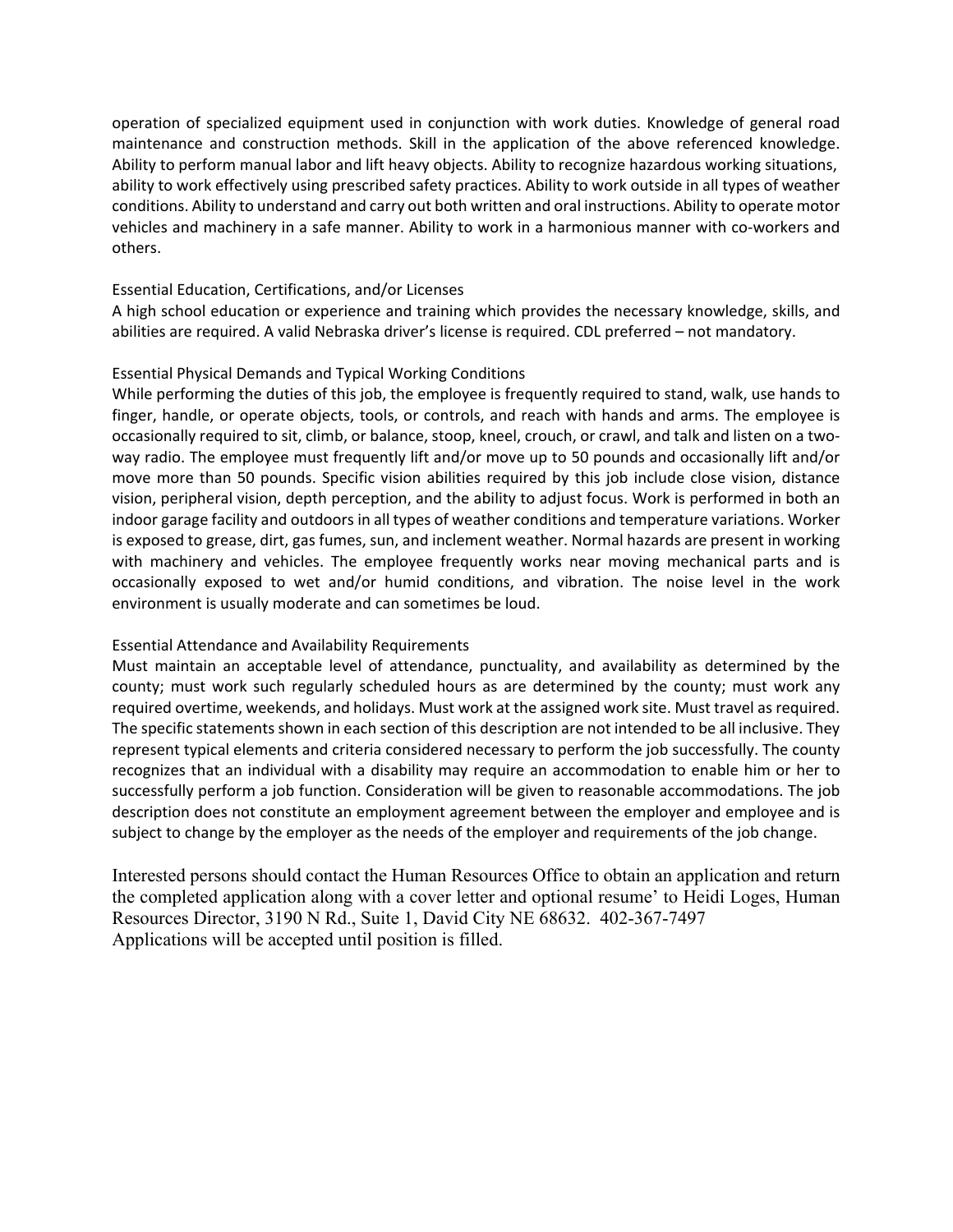operation of specialized equipment used in conjunction with work duties. Knowledge of general road maintenance and construction methods. Skill in the application of the above referenced knowledge. Ability to perform manual labor and lift heavy objects. Ability to recognize hazardous working situations, ability to work effectively using prescribed safety practices. Ability to work outside in all types of weather conditions. Ability to understand and carry out both written and oral instructions. Ability to operate motor vehicles and machinery in a safe manner. Ability to work in a harmonious manner with co-workers and others.

### Essential Education, Certifications, and/or Licenses

A high school education or experience and training which provides the necessary knowledge, skills, and abilities are required. A valid Nebraska driver's license is required. CDL preferred – not mandatory.

### Essential Physical Demands and Typical Working Conditions

While performing the duties of this job, the employee is frequently required to stand, walk, use hands to finger, handle, or operate objects, tools, or controls, and reach with hands and arms. The employee is occasionally required to sit, climb, or balance, stoop, kneel, crouch, or crawl, and talk and listen on a two-way radio. The employee must frequently lift and/or move up to 50 pounds and occasionally lift and/or move more than 50 pounds. Specific vision abilities required by this job include close vision, distance vision, peripheral vision, depth perception, and the ability to adjust focus. Work is performed in both an indoor garage facility and outdoors in all types of weather conditions and temperature variations. Worker is exposed to grease, dirt, gas fumes, sun, and inclement weather. Normal hazards are present in working with machinery and vehicles. The employee frequently works near moving mechanical parts and is occasionally exposed to wet and/or humid conditions, and vibration. The noise level in the work environment is usually moderate and can sometimes be loud.

### Essential Attendance and Availability Requirements

Must maintain an acceptable level of attendance, punctuality, and availability as determined by the county; must work such regularly scheduled hours as are determined by the county; must work any required overtime, weekends, and holidays. Must work at the assigned work site. Must travel as required. The specific statements shown in each section of this description are not intended to be all inclusive. They represent typical elements and criteria considered necessary to perform the job successfully. The county recognizes that an individual with a disability may require an accommodation to enable him or her to successfully perform a job function. Consideration will be given to reasonable accommodations. The job description does not constitute an employment agreement between the employer and employee and is subject to change by the employer as the needs of the employer and requirements of the job change.

Interested persons should contact the Human Resources Office to obtain an application and return the completed application along with a cover letter and optional resume' to Heidi Loges, Human Resources Director, 3190 N Rd., Suite 1, David City NE 68632. 402-367-7497
Applications will be accepted until position is filled.